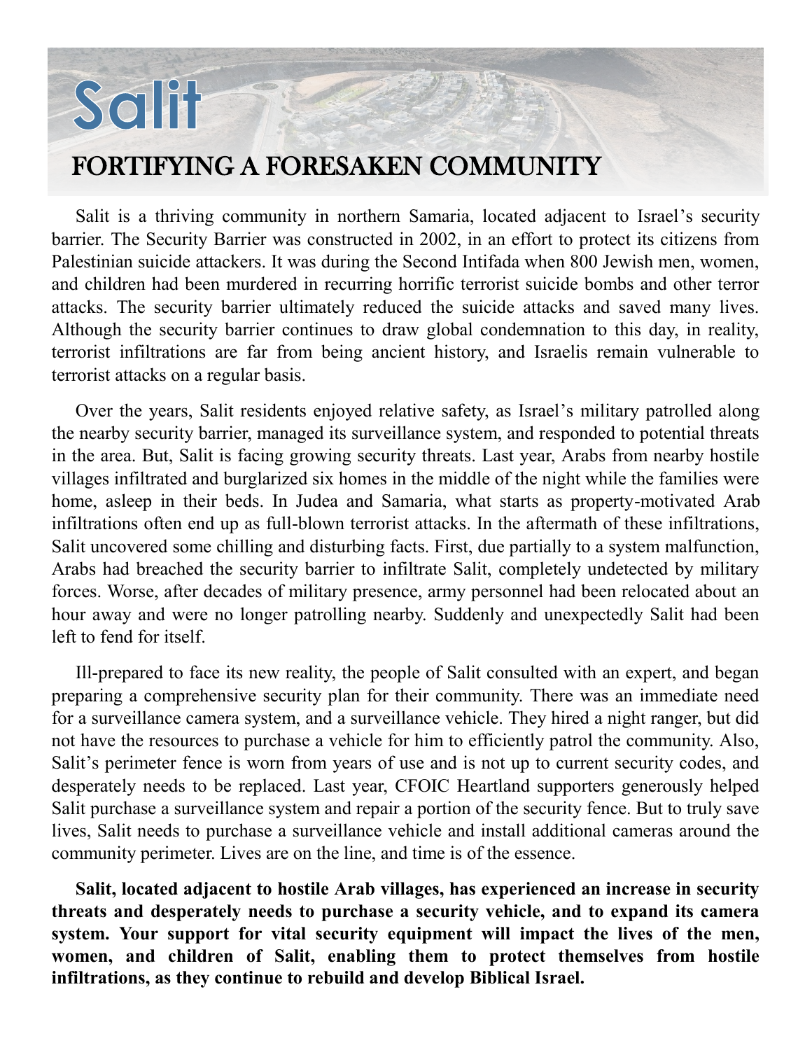# Salit

## FORTIFYING A FORESAKEN COMMUNITY

Salit is a thriving community in northern Samaria, located adjacent to Israel's security barrier. The Security Barrier was constructed in 2002, in an effort to protect its citizens from Palestinian suicide attackers. It was during the Second Intifada when 800 Jewish men, women, and children had been murdered in recurring horrific terrorist suicide bombs and other terror attacks. The security barrier ultimately reduced the suicide attacks and saved many lives. Although the security barrier continues to draw global condemnation to this day, in reality, terrorist infiltrations are far from being ancient history, and Israelis remain vulnerable to terrorist attacks on a regular basis.

Over the years, Salit residents enjoyed relative safety, as Israel's military patrolled along the nearby security barrier, managed its surveillance system, and responded to potential threats in the area. But, Salit is facing growing security threats. Last year, Arabs from nearby hostile villages infiltrated and burglarized six homes in the middle of the night while the families were home, asleep in their beds. In Judea and Samaria, what starts as property-motivated Arab infiltrations often end up as full-blown terrorist attacks. In the aftermath of these infiltrations, Salit uncovered some chilling and disturbing facts. First, due partially to a system malfunction, Arabs had breached the security barrier to infiltrate Salit, completely undetected by military forces. Worse, after decades of military presence, army personnel had been relocated about an hour away and were no longer patrolling nearby. Suddenly and unexpectedly Salit had been left to fend for itself.

Ill-prepared to face its new reality, the people of Salit consulted with an expert, and began preparing a comprehensive security plan for their community. There was an immediate need for a surveillance camera system, and a surveillance vehicle. They hired a night ranger, but did not have the resources to purchase a vehicle for him to efficiently patrol the community. Also, Salit's perimeter fence is worn from years of use and is not up to current security codes, and desperately needs to be replaced. Last year, CFOIC Heartland supporters generously helped Salit purchase a surveillance system and repair a portion of the security fence. But to truly save lives, Salit needs to purchase a surveillance vehicle and install additional cameras around the community perimeter. Lives are on the line, and time is of the essence.

**Salit, located adjacent to hostile Arab villages, has experienced an increase in security threats and desperately needs to purchase a security vehicle, and to expand its camera system. Your support for vital security equipment will impact the lives of the men, women, and children of Salit, enabling them to protect themselves from hostile infiltrations, as they continue to rebuild and develop Biblical Israel.**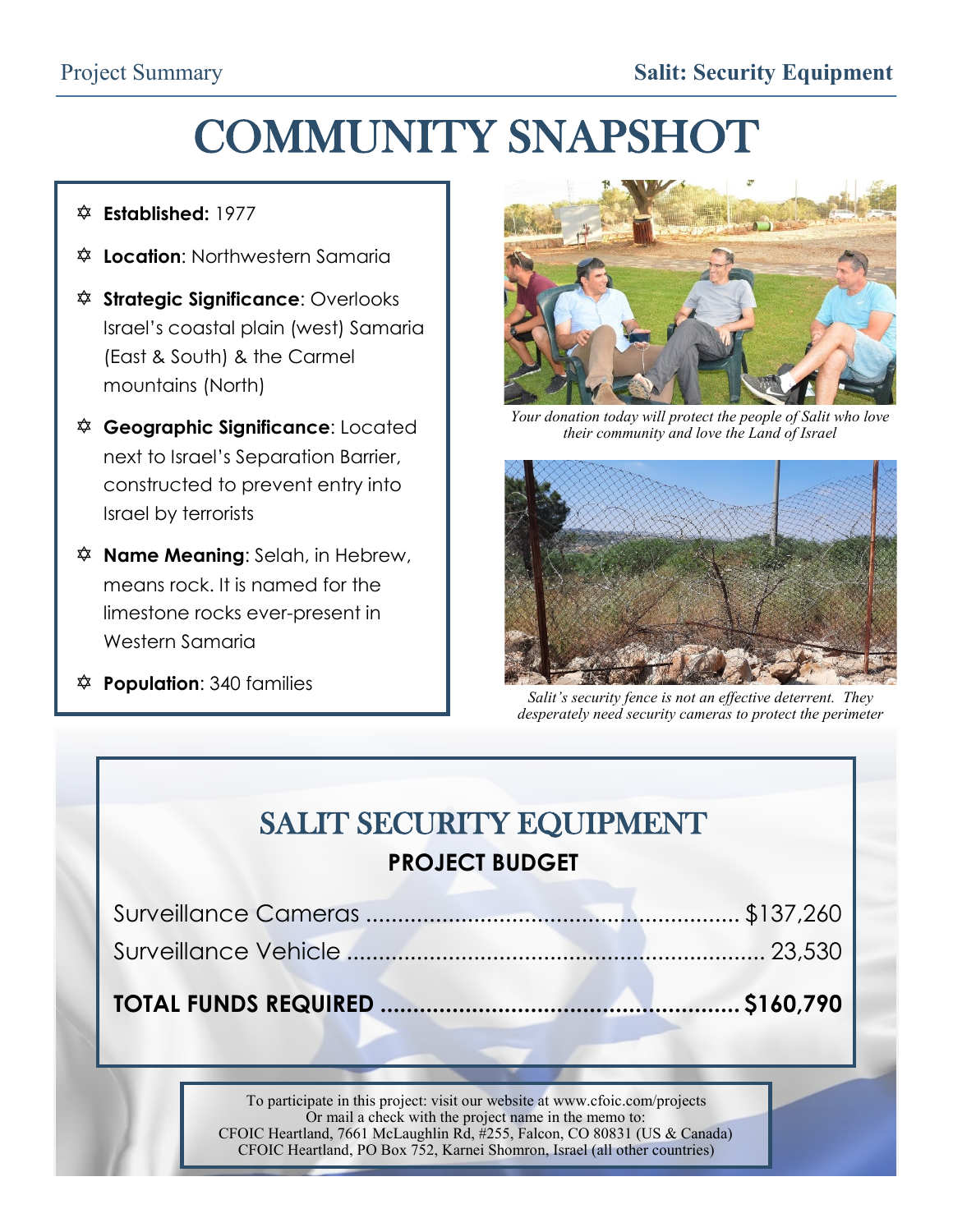Project Summary — **Salit: Security Equipment**

# COMMUNITY SNAPSHOT

- **Established:** 1977
- **Location**: Northwestern Samaria
- **Strategic Significance**: Overlooks Israel's coastal plain (west) Samaria (East & South) & the Carmel mountains (North)
- **Geographic Significance**: Located next to Israel's Separation Barrier, constructed to prevent entry into Israel by terrorists
- **Name Meaning**: Selah, in Hebrew, means rock. It is named for the limestone rocks ever-present in Western Samaria
- **Population**: 340 families

*Your donation today will protect the people of Salit who love their community and love the Land of Israel*

*Salit's security fence is not an effective deterrent. They desperately need security cameras to protect the perimeter*

## SALIT SECURITY EQUIPMENT

### PROJECT BUDGET

| | |
|---|---|
| Surveillance Cameras | $137,260 |
| Surveillance Vehicle | 23,530 |
| **TOTAL FUNDS REQUIRED** | **$160,790** |

To participate in this project: visit our website at www.cfoic.com/projects
Or mail a check with the project name in the memo to:
CFOIC Heartland, 7661 McLaughlin Rd, #255, Falcon, CO 80831 (US & Canada)
CFOIC Heartland, PO Box 752, Karnei Shomron, Israel (all other countries)